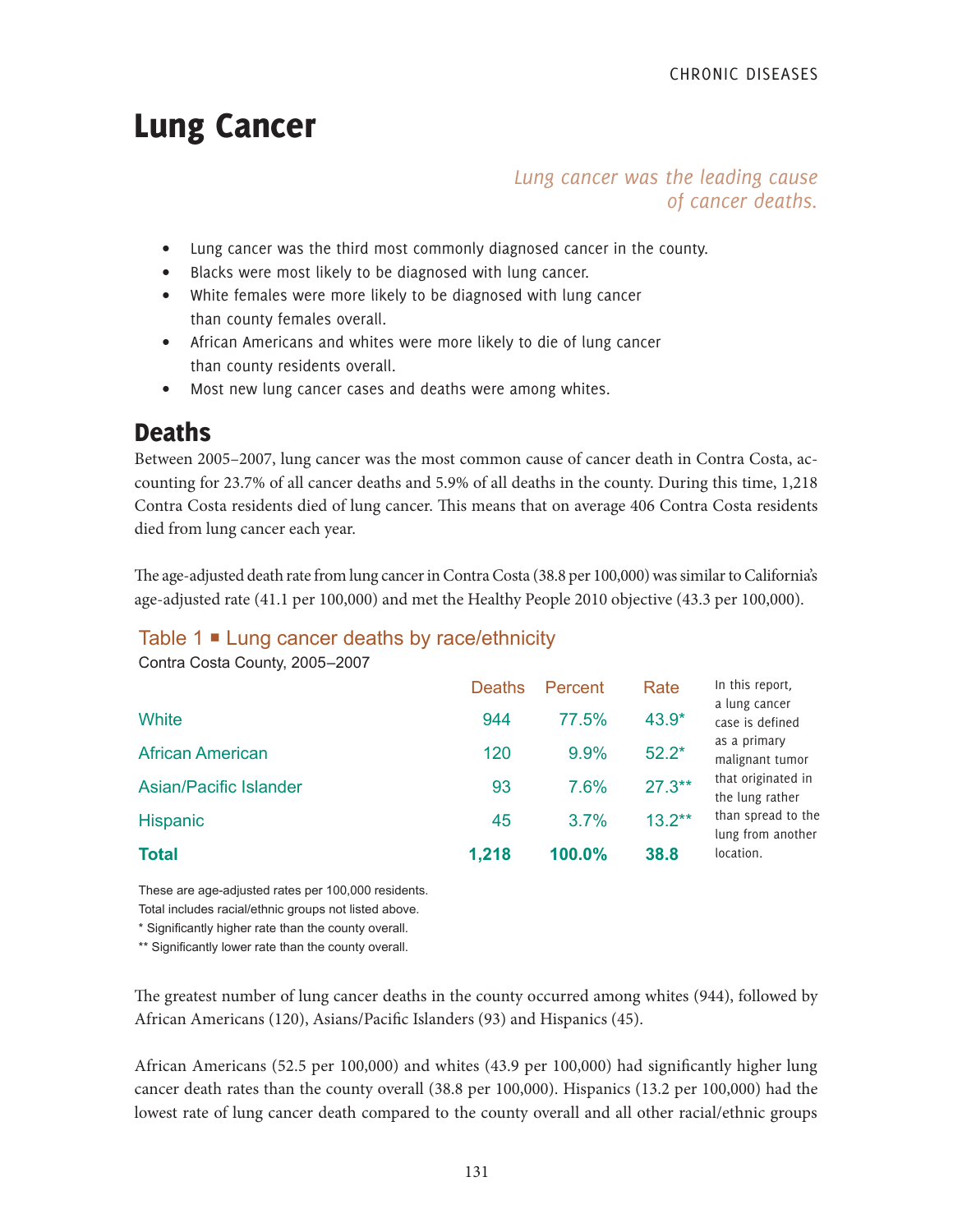# Lung Cancer

*Lung cancer was the leading cause of cancer deaths.*

- Lung cancer was the third most commonly diagnosed cancer in the county.
- Blacks were most likely to be diagnosed with lung cancer.
- White females were more likely to be diagnosed with lung cancer than county females overall.
- African Americans and whites were more likely to die of lung cancer than county residents overall.
- Most new lung cancer cases and deaths were among whites.

## Deaths

Between 2005–2007, lung cancer was the most common cause of cancer death in Contra Costa, accounting for 23.7% of all cancer deaths and 5.9% of all deaths in the county. During this time, 1,218 Contra Costa residents died of lung cancer. This means that on average 406 Contra Costa residents died from lung cancer each year.

The age-adjusted death rate from lung cancer in Contra Costa (38.8 per 100,000) was similar to California's age-adjusted rate (41.1 per 100,000) and met the Healthy People 2010 objective (43.3 per 100,000).

### Table 1 ■ Lung cancer deaths by race/ethnicity

Contra Costa County, 2005–2007

| | Deaths | Percent | Rate |
|---|---|---|---|
| White | 944 | 77.5% | 43.9* |
| African American | 120 | 9.9% | 52.2* |
| Asian/Pacific Islander | 93 | 7.6% | 27.3** |
| Hispanic | 45 | 3.7% | 13.2** |
| **Total** | **1,218** | **100.0%** | **38.8** |

These are age-adjusted rates per 100,000 residents.
Total includes racial/ethnic groups not listed above.
\* Significantly higher rate than the county overall.
\*\* Significantly lower rate than the county overall.

In this report, a lung cancer case is defined as a primary malignant tumor that originated in the lung rather than spread to the lung from another location.

The greatest number of lung cancer deaths in the county occurred among whites (944), followed by African Americans (120), Asians/Pacific Islanders (93) and Hispanics (45).

African Americans (52.5 per 100,000) and whites (43.9 per 100,000) had significantly higher lung cancer death rates than the county overall (38.8 per 100,000). Hispanics (13.2 per 100,000) had the lowest rate of lung cancer death compared to the county overall and all other racial/ethnic groups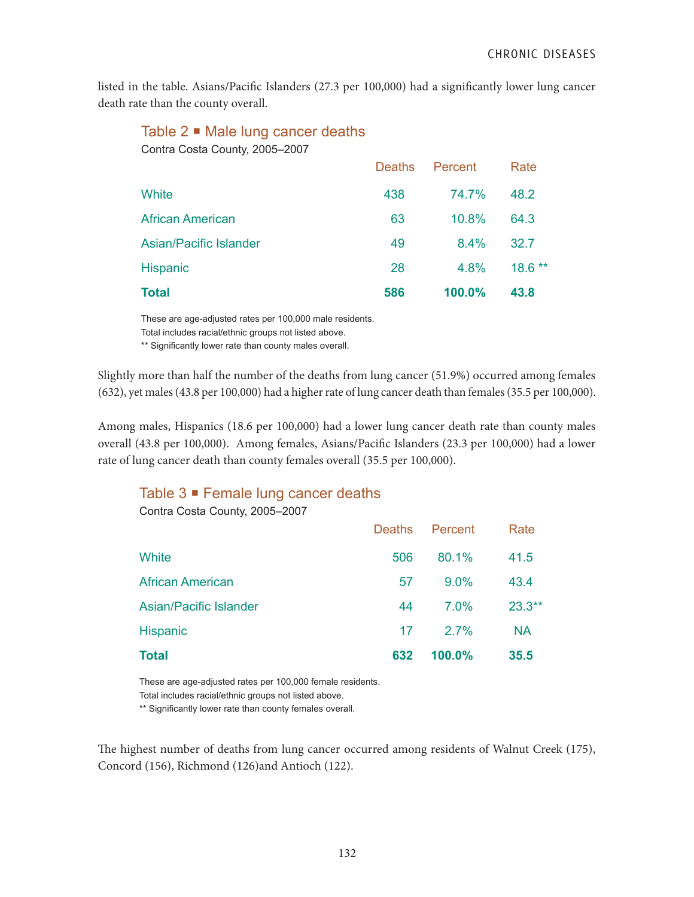listed in the table. Asians/Pacific Islanders (27.3 per 100,000) had a significantly lower lung cancer death rate than the county overall.

### Table 2 ▪ Male lung cancer deaths

Contra Costa County, 2005–2007

| | Deaths | Percent | Rate |
|---|---|---|---|
| White | 438 | 74.7% | 48.2 |
| African American | 63 | 10.8% | 64.3 |
| Asian/Pacific Islander | 49 | 8.4% | 32.7 |
| Hispanic | 28 | 4.8% | 18.6 ** |
| **Total** | **586** | **100.0%** | **43.8** |

These are age-adjusted rates per 100,000 male residents.
Total includes racial/ethnic groups not listed above.
** Significantly lower rate than county males overall.

Slightly more than half the number of the deaths from lung cancer (51.9%) occurred among females (632), yet males (43.8 per 100,000) had a higher rate of lung cancer death than females (35.5 per 100,000).

Among males, Hispanics (18.6 per 100,000) had a lower lung cancer death rate than county males overall (43.8 per 100,000). Among females, Asians/Pacific Islanders (23.3 per 100,000) had a lower rate of lung cancer death than county females overall (35.5 per 100,000).

### Table 3 ▪ Female lung cancer deaths

Contra Costa County, 2005–2007

| | Deaths | Percent | Rate |
|---|---|---|---|
| White | 506 | 80.1% | 41.5 |
| African American | 57 | 9.0% | 43.4 |
| Asian/Pacific Islander | 44 | 7.0% | 23.3** |
| Hispanic | 17 | 2.7% | NA |
| **Total** | **632** | **100.0%** | **35.5** |

These are age-adjusted rates per 100,000 female residents.
Total includes racial/ethnic groups not listed above.
** Significantly lower rate than county females overall.

The highest number of deaths from lung cancer occurred among residents of Walnut Creek (175), Concord (156), Richmond (126)and Antioch (122).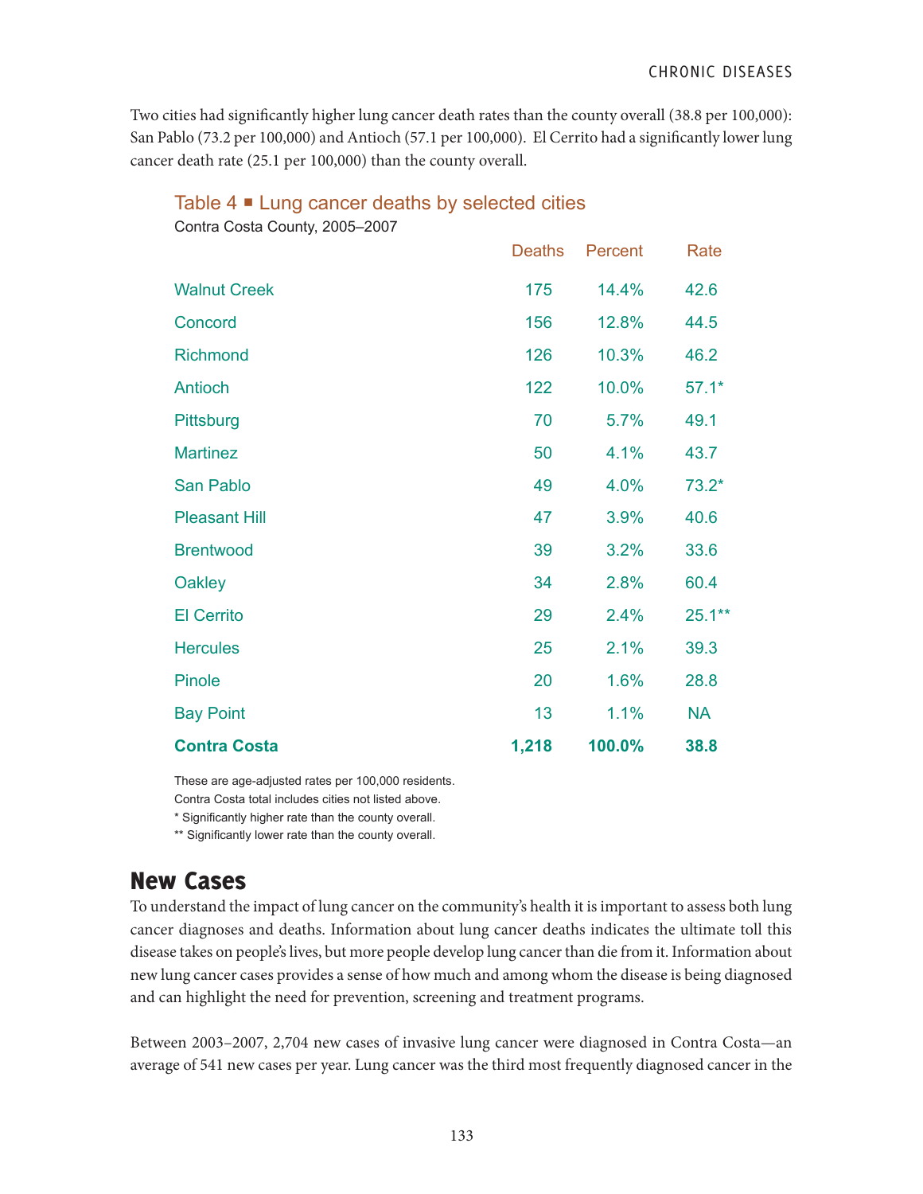Two cities had significantly higher lung cancer death rates than the county overall (38.8 per 100,000): San Pablo (73.2 per 100,000) and Antioch (57.1 per 100,000). El Cerrito had a significantly lower lung cancer death rate (25.1 per 100,000) than the county overall.

### Table 4 ■ Lung cancer deaths by selected cities

Contra Costa County, 2005–2007

| | Deaths | Percent | Rate |
|---|---|---|---|
| Walnut Creek | 175 | 14.4% | 42.6 |
| Concord | 156 | 12.8% | 44.5 |
| Richmond | 126 | 10.3% | 46.2 |
| Antioch | 122 | 10.0% | 57.1* |
| Pittsburg | 70 | 5.7% | 49.1 |
| Martinez | 50 | 4.1% | 43.7 |
| San Pablo | 49 | 4.0% | 73.2* |
| Pleasant Hill | 47 | 3.9% | 40.6 |
| Brentwood | 39 | 3.2% | 33.6 |
| Oakley | 34 | 2.8% | 60.4 |
| El Cerrito | 29 | 2.4% | 25.1** |
| Hercules | 25 | 2.1% | 39.3 |
| Pinole | 20 | 1.6% | 28.8 |
| Bay Point | 13 | 1.1% | NA |
| **Contra Costa** | **1,218** | **100.0%** | **38.8** |

These are age-adjusted rates per 100,000 residents.
Contra Costa total includes cities not listed above.
* Significantly higher rate than the county overall.
** Significantly lower rate than the county overall.

## New Cases

To understand the impact of lung cancer on the community's health it is important to assess both lung cancer diagnoses and deaths. Information about lung cancer deaths indicates the ultimate toll this disease takes on people's lives, but more people develop lung cancer than die from it. Information about new lung cancer cases provides a sense of how much and among whom the disease is being diagnosed and can highlight the need for prevention, screening and treatment programs.

Between 2003–2007, 2,704 new cases of invasive lung cancer were diagnosed in Contra Costa—an average of 541 new cases per year. Lung cancer was the third most frequently diagnosed cancer in the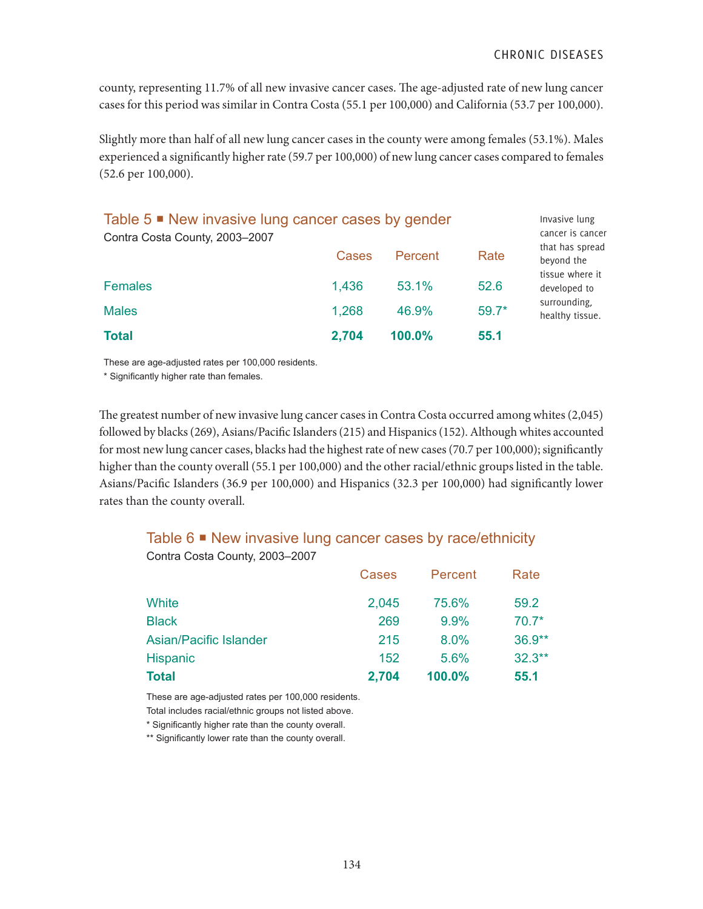county, representing 11.7% of all new invasive cancer cases. The age-adjusted rate of new lung cancer cases for this period was similar in Contra Costa (55.1 per 100,000) and California (53.7 per 100,000).

Slightly more than half of all new lung cancer cases in the county were among females (53.1%). Males experienced a significantly higher rate (59.7 per 100,000) of new lung cancer cases compared to females (52.6 per 100,000).

### Table 5 ■ New invasive lung cancer cases by gender

Contra Costa County, 2003–2007

| | Cases | Percent | Rate |
|---|---|---|---|
| Females | 1,436 | 53.1% | 52.6 |
| Males | 1,268 | 46.9% | 59.7* |
| **Total** | **2,704** | **100.0%** | **55.1** |

These are age-adjusted rates per 100,000 residents.
* Significantly higher rate than females.

Invasive lung cancer is cancer that has spread beyond the tissue where it developed to surrounding, healthy tissue.

The greatest number of new invasive lung cancer cases in Contra Costa occurred among whites (2,045) followed by blacks (269), Asians/Pacific Islanders (215) and Hispanics (152). Although whites accounted for most new lung cancer cases, blacks had the highest rate of new cases (70.7 per 100,000); significantly higher than the county overall (55.1 per 100,000) and the other racial/ethnic groups listed in the table. Asians/Pacific Islanders (36.9 per 100,000) and Hispanics (32.3 per 100,000) had significantly lower rates than the county overall.

### Table 6 ■ New invasive lung cancer cases by race/ethnicity

Contra Costa County, 2003–2007

| | Cases | Percent | Rate |
|---|---|---|---|
| White | 2,045 | 75.6% | 59.2 |
| Black | 269 | 9.9% | 70.7* |
| Asian/Pacific Islander | 215 | 8.0% | 36.9** |
| Hispanic | 152 | 5.6% | 32.3** |
| **Total** | **2,704** | **100.0%** | **55.1** |

These are age-adjusted rates per 100,000 residents.
Total includes racial/ethnic groups not listed above.
* Significantly higher rate than the county overall.
** Significantly lower rate than the county overall.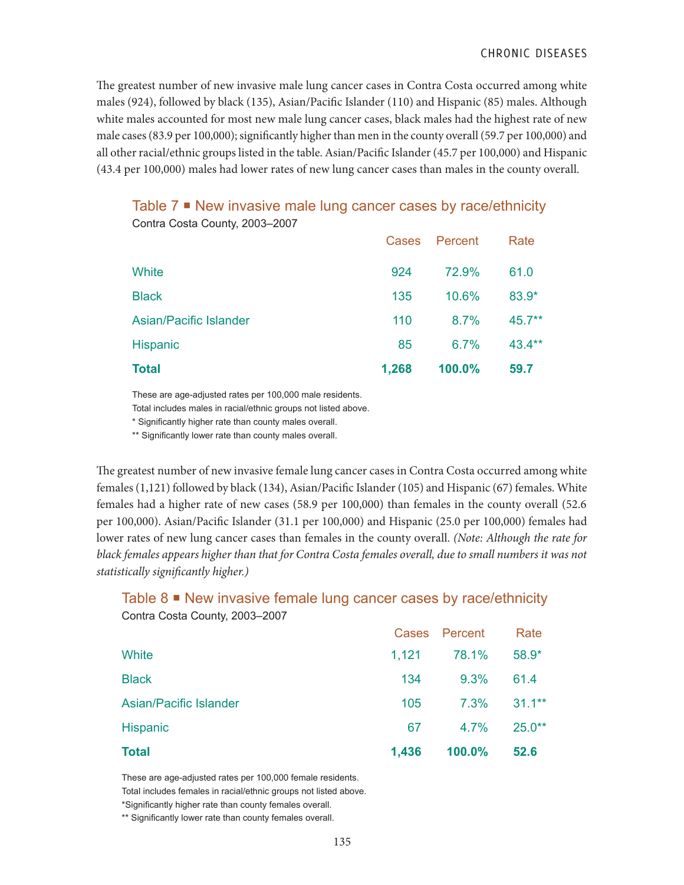The greatest number of new invasive male lung cancer cases in Contra Costa occurred among white males (924), followed by black (135), Asian/Pacific Islander (110) and Hispanic (85) males. Although white males accounted for most new male lung cancer cases, black males had the highest rate of new male cases (83.9 per 100,000); significantly higher than men in the county overall (59.7 per 100,000) and all other racial/ethnic groups listed in the table. Asian/Pacific Islander (45.7 per 100,000) and Hispanic (43.4 per 100,000) males had lower rates of new lung cancer cases than males in the county overall.

### Table 7 ■ New invasive male lung cancer cases by race/ethnicity

Contra Costa County, 2003–2007

| | Cases | Percent | Rate |
|---|---|---|---|
| White | 924 | 72.9% | 61.0 |
| Black | 135 | 10.6% | 83.9* |
| Asian/Pacific Islander | 110 | 8.7% | 45.7** |
| Hispanic | 85 | 6.7% | 43.4** |
| **Total** | **1,268** | **100.0%** | **59.7** |

These are age-adjusted rates per 100,000 male residents.
Total includes males in racial/ethnic groups not listed above.
* Significantly higher rate than county males overall.
** Significantly lower rate than county males overall.

The greatest number of new invasive female lung cancer cases in Contra Costa occurred among white females (1,121) followed by black (134), Asian/Pacific Islander (105) and Hispanic (67) females. White females had a higher rate of new cases (58.9 per 100,000) than females in the county overall (52.6 per 100,000). Asian/Pacific Islander (31.1 per 100,000) and Hispanic (25.0 per 100,000) females had lower rates of new lung cancer cases than females in the county overall. *(Note: Although the rate for black females appears higher than that for Contra Costa females overall, due to small numbers it was not statistically significantly higher.)*

### Table 8 ■ New invasive female lung cancer cases by race/ethnicity

Contra Costa County, 2003–2007

| | Cases | Percent | Rate |
|---|---|---|---|
| White | 1,121 | 78.1% | 58.9* |
| Black | 134 | 9.3% | 61.4 |
| Asian/Pacific Islander | 105 | 7.3% | 31.1** |
| Hispanic | 67 | 4.7% | 25.0** |
| **Total** | **1,436** | **100.0%** | **52.6** |

These are age-adjusted rates per 100,000 female residents.
Total includes females in racial/ethnic groups not listed above.
*Significantly higher rate than county females overall.
** Significantly lower rate than county females overall.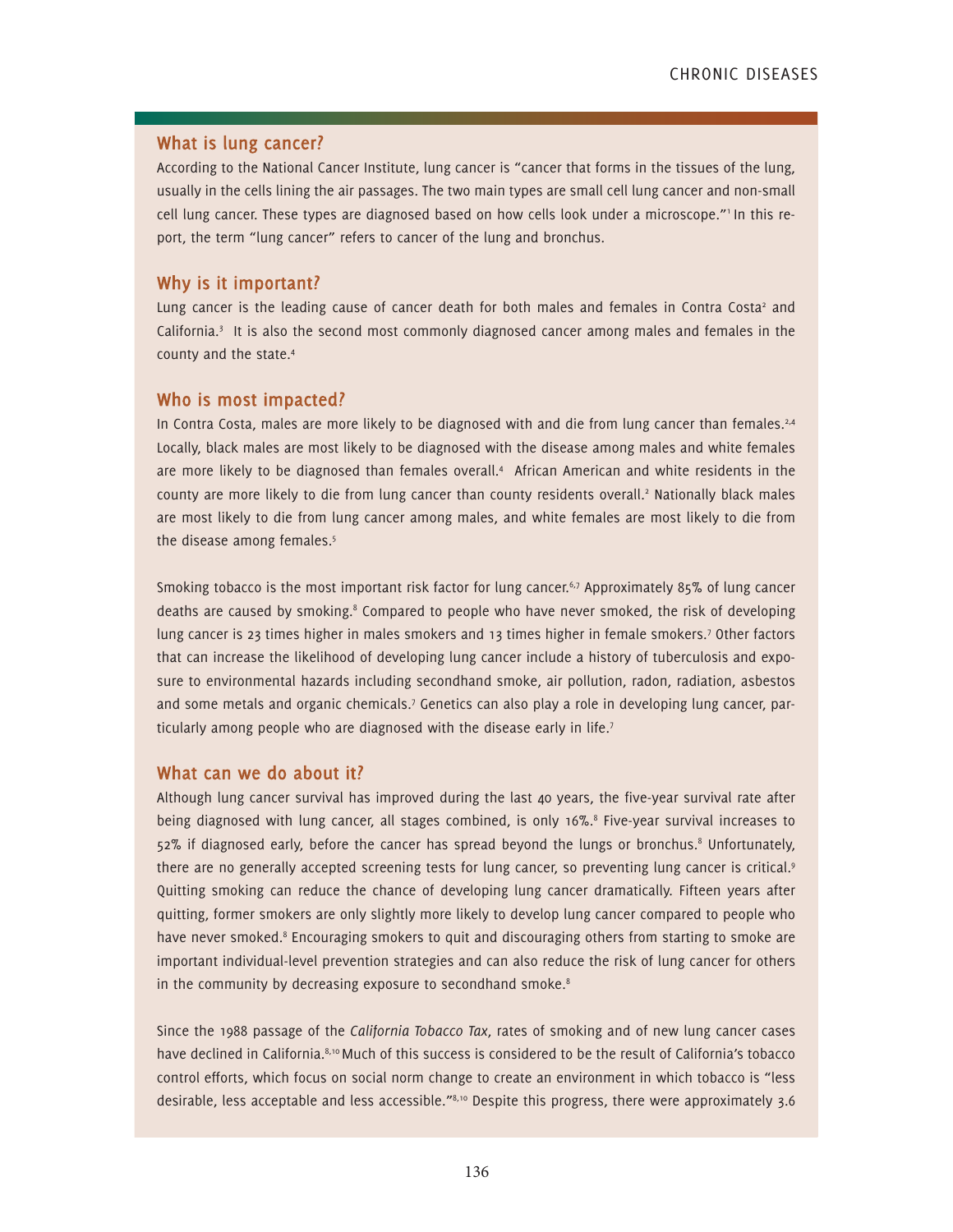## What is lung cancer?

According to the National Cancer Institute, lung cancer is "cancer that forms in the tissues of the lung, usually in the cells lining the air passages. The two main types are small cell lung cancer and non-small cell lung cancer. These types are diagnosed based on how cells look under a microscope."[1] In this report, the term "lung cancer" refers to cancer of the lung and bronchus.

## Why is it important?

Lung cancer is the leading cause of cancer death for both males and females in Contra Costa[2] and California.[3] It is also the second most commonly diagnosed cancer among males and females in the county and the state.[4]

## Who is most impacted?

In Contra Costa, males are more likely to be diagnosed with and die from lung cancer than females.[2,4] Locally, black males are most likely to be diagnosed with the disease among males and white females are more likely to be diagnosed than females overall.[4] African American and white residents in the county are more likely to die from lung cancer than county residents overall.[2] Nationally black males are most likely to die from lung cancer among males, and white females are most likely to die from the disease among females.[5]

Smoking tobacco is the most important risk factor for lung cancer.[6,7] Approximately 85% of lung cancer deaths are caused by smoking.[8] Compared to people who have never smoked, the risk of developing lung cancer is 23 times higher in males smokers and 13 times higher in female smokers.[7] Other factors that can increase the likelihood of developing lung cancer include a history of tuberculosis and exposure to environmental hazards including secondhand smoke, air pollution, radon, radiation, asbestos and some metals and organic chemicals.[7] Genetics can also play a role in developing lung cancer, particularly among people who are diagnosed with the disease early in life.[7]

## What can we do about it?

Although lung cancer survival has improved during the last 40 years, the five-year survival rate after being diagnosed with lung cancer, all stages combined, is only 16%.[8] Five-year survival increases to 52% if diagnosed early, before the cancer has spread beyond the lungs or bronchus.[8] Unfortunately, there are no generally accepted screening tests for lung cancer, so preventing lung cancer is critical.[9] Quitting smoking can reduce the chance of developing lung cancer dramatically. Fifteen years after quitting, former smokers are only slightly more likely to develop lung cancer compared to people who have never smoked.[8] Encouraging smokers to quit and discouraging others from starting to smoke are important individual-level prevention strategies and can also reduce the risk of lung cancer for others in the community by decreasing exposure to secondhand smoke.[8]

Since the 1988 passage of the *California Tobacco Tax*, rates of smoking and of new lung cancer cases have declined in California.[8,10] Much of this success is considered to be the result of California's tobacco control efforts, which focus on social norm change to create an environment in which tobacco is "less desirable, less acceptable and less accessible."[8,10] Despite this progress, there were approximately 3.6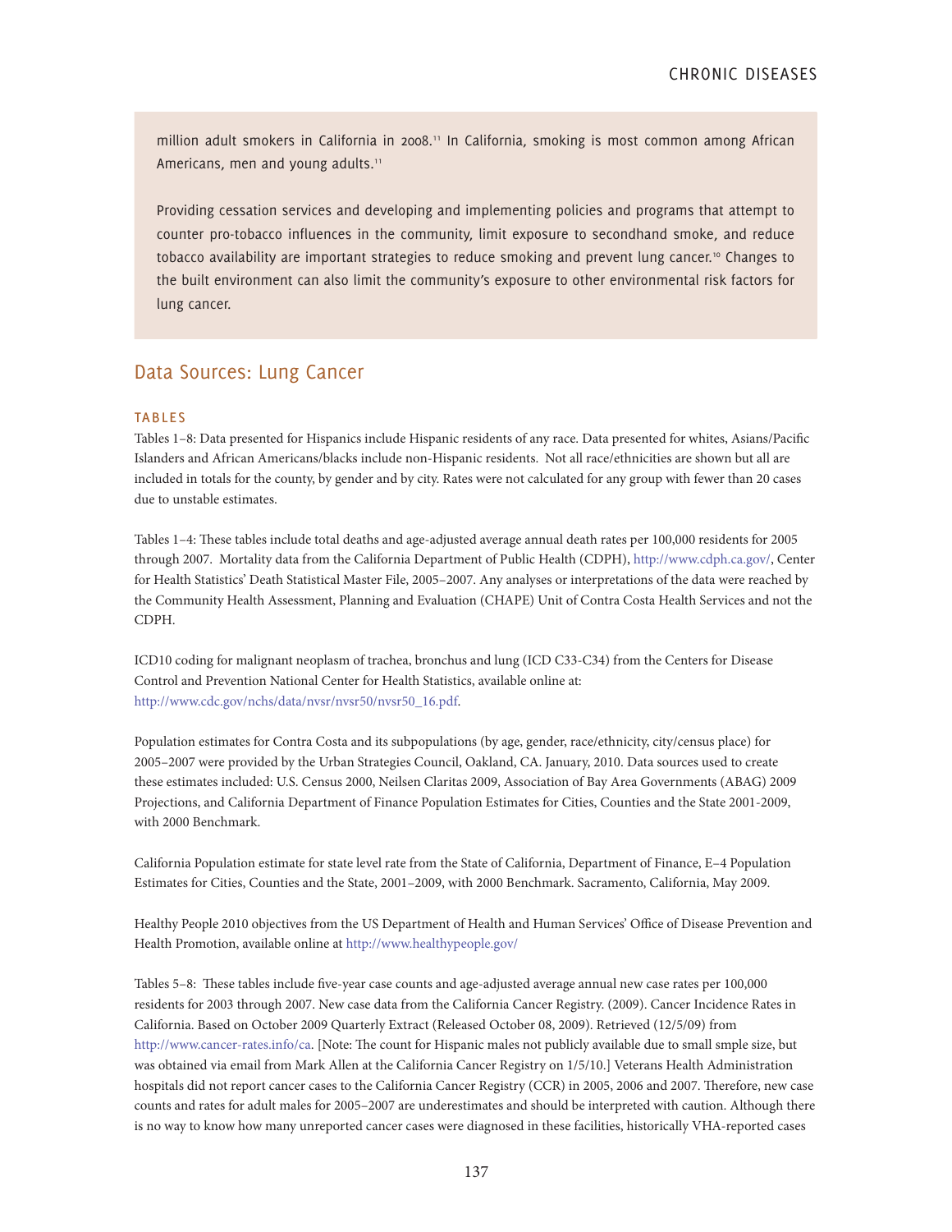million adult smokers in California in 2008.[11] In California, smoking is most common among African Americans, men and young adults.[11]

Providing cessation services and developing and implementing policies and programs that attempt to counter pro-tobacco influences in the community, limit exposure to secondhand smoke, and reduce tobacco availability are important strategies to reduce smoking and prevent lung cancer.[10] Changes to the built environment can also limit the community's exposure to other environmental risk factors for lung cancer.

## Data Sources: Lung Cancer

### TABLES

Tables 1–8: Data presented for Hispanics include Hispanic residents of any race. Data presented for whites, Asians/Pacific Islanders and African Americans/blacks include non-Hispanic residents. Not all race/ethnicities are shown but all are included in totals for the county, by gender and by city. Rates were not calculated for any group with fewer than 20 cases due to unstable estimates.

Tables 1–4: These tables include total deaths and age-adjusted average annual death rates per 100,000 residents for 2005 through 2007. Mortality data from the California Department of Public Health (CDPH), http://www.cdph.ca.gov/, Center for Health Statistics' Death Statistical Master File, 2005–2007. Any analyses or interpretations of the data were reached by the Community Health Assessment, Planning and Evaluation (CHAPE) Unit of Contra Costa Health Services and not the CDPH.

ICD10 coding for malignant neoplasm of trachea, bronchus and lung (ICD C33-C34) from the Centers for Disease Control and Prevention National Center for Health Statistics, available online at: http://www.cdc.gov/nchs/data/nvsr/nvsr50/nvsr50_16.pdf.

Population estimates for Contra Costa and its subpopulations (by age, gender, race/ethnicity, city/census place) for 2005–2007 were provided by the Urban Strategies Council, Oakland, CA. January, 2010. Data sources used to create these estimates included: U.S. Census 2000, Neilsen Claritas 2009, Association of Bay Area Governments (ABAG) 2009 Projections, and California Department of Finance Population Estimates for Cities, Counties and the State 2001-2009, with 2000 Benchmark.

California Population estimate for state level rate from the State of California, Department of Finance, E–4 Population Estimates for Cities, Counties and the State, 2001–2009, with 2000 Benchmark. Sacramento, California, May 2009.

Healthy People 2010 objectives from the US Department of Health and Human Services' Office of Disease Prevention and Health Promotion, available online at http://www.healthypeople.gov/

Tables 5–8: These tables include five-year case counts and age-adjusted average annual new case rates per 100,000 residents for 2003 through 2007. New case data from the California Cancer Registry. (2009). Cancer Incidence Rates in California. Based on October 2009 Quarterly Extract (Released October 08, 2009). Retrieved (12/5/09) from http://www.cancer-rates.info/ca. [Note: The count for Hispanic males not publicly available due to small smple size, but was obtained via email from Mark Allen at the California Cancer Registry on 1/5/10.] Veterans Health Administration hospitals did not report cancer cases to the California Cancer Registry (CCR) in 2005, 2006 and 2007. Therefore, new case counts and rates for adult males for 2005–2007 are underestimates and should be interpreted with caution. Although there is no way to know how many unreported cancer cases were diagnosed in these facilities, historically VHA-reported cases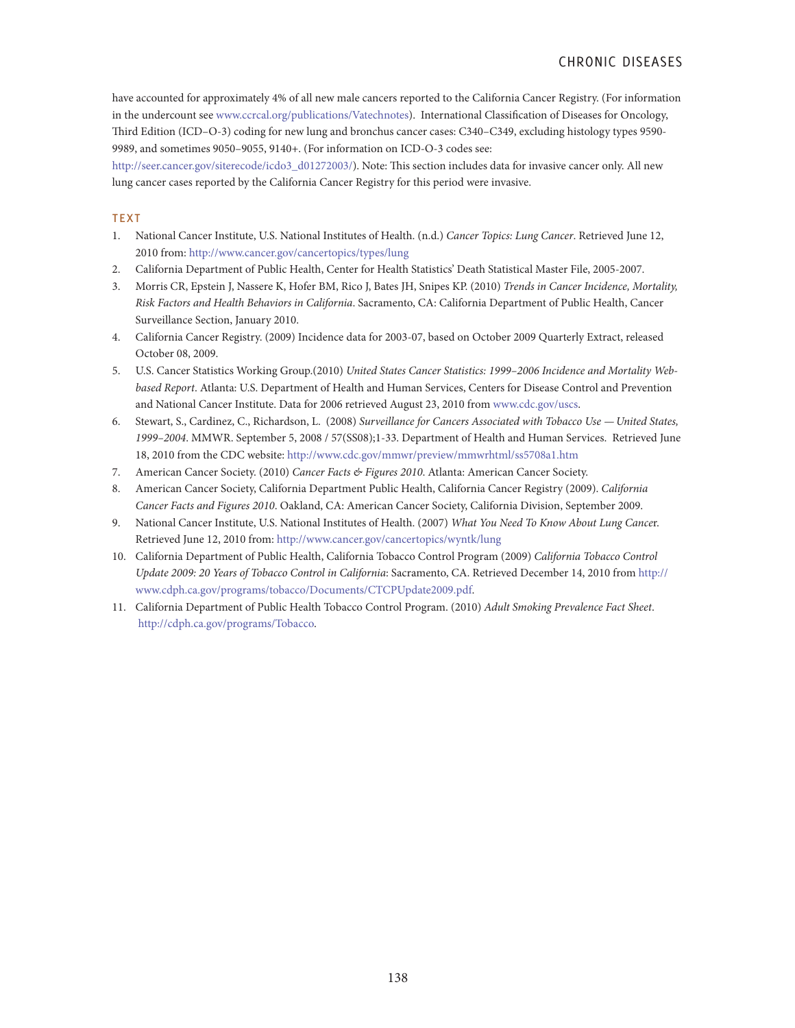have accounted for approximately 4% of all new male cancers reported to the California Cancer Registry. (For information in the undercount see www.ccrcal.org/publications/Vatechnotes). International Classification of Diseases for Oncology, Third Edition (ICD–O-3) coding for new lung and bronchus cancer cases: C340–C349, excluding histology types 9590-9989, and sometimes 9050–9055, 9140+. (For information on ICD-O-3 codes see: http://seer.cancer.gov/siterecode/icdo3_d01272003/). Note: This section includes data for invasive cancer only. All new lung cancer cases reported by the California Cancer Registry for this period were invasive.

### TEXT

1. National Cancer Institute, U.S. National Institutes of Health. (n.d.) *Cancer Topics: Lung Cancer*. Retrieved June 12, 2010 from: http://www.cancer.gov/cancertopics/types/lung
2. California Department of Public Health, Center for Health Statistics' Death Statistical Master File, 2005-2007.
3. Morris CR, Epstein J, Nassere K, Hofer BM, Rico J, Bates JH, Snipes KP. (2010) *Trends in Cancer Incidence, Mortality, Risk Factors and Health Behaviors in California*. Sacramento, CA: California Department of Public Health, Cancer Surveillance Section, January 2010.
4. California Cancer Registry. (2009) Incidence data for 2003-07, based on October 2009 Quarterly Extract, released October 08, 2009.
5. U.S. Cancer Statistics Working Group.(2010) *United States Cancer Statistics: 1999–2006 Incidence and Mortality Web-based Report*. Atlanta: U.S. Department of Health and Human Services, Centers for Disease Control and Prevention and National Cancer Institute. Data for 2006 retrieved August 23, 2010 from www.cdc.gov/uscs.
6. Stewart, S., Cardinez, C., Richardson, L. (2008) *Surveillance for Cancers Associated with Tobacco Use — United States, 1999–2004*. MMWR. September 5, 2008 / 57(SS08);1-33. Department of Health and Human Services. Retrieved June 18, 2010 from the CDC website: http://www.cdc.gov/mmwr/preview/mmwrhtml/ss5708a1.htm
7. American Cancer Society. (2010) *Cancer Facts & Figures 2010*. Atlanta: American Cancer Society.
8. American Cancer Society, California Department Public Health, California Cancer Registry (2009). *California Cancer Facts and Figures 2010*. Oakland, CA: American Cancer Society, California Division, September 2009.
9. National Cancer Institute, U.S. National Institutes of Health. (2007) *What You Need To Know About Lung Cancer*. Retrieved June 12, 2010 from: http://www.cancer.gov/cancertopics/wyntk/lung
10. California Department of Public Health, California Tobacco Control Program (2009) *California Tobacco Control Update 2009: 20 Years of Tobacco Control in California*: Sacramento, CA. Retrieved December 14, 2010 from http://www.cdph.ca.gov/programs/tobacco/Documents/CTCPUpdate2009.pdf.
11. California Department of Public Health Tobacco Control Program. (2010) *Adult Smoking Prevalence Fact Sheet*. http://cdph.ca.gov/programs/Tobacco.